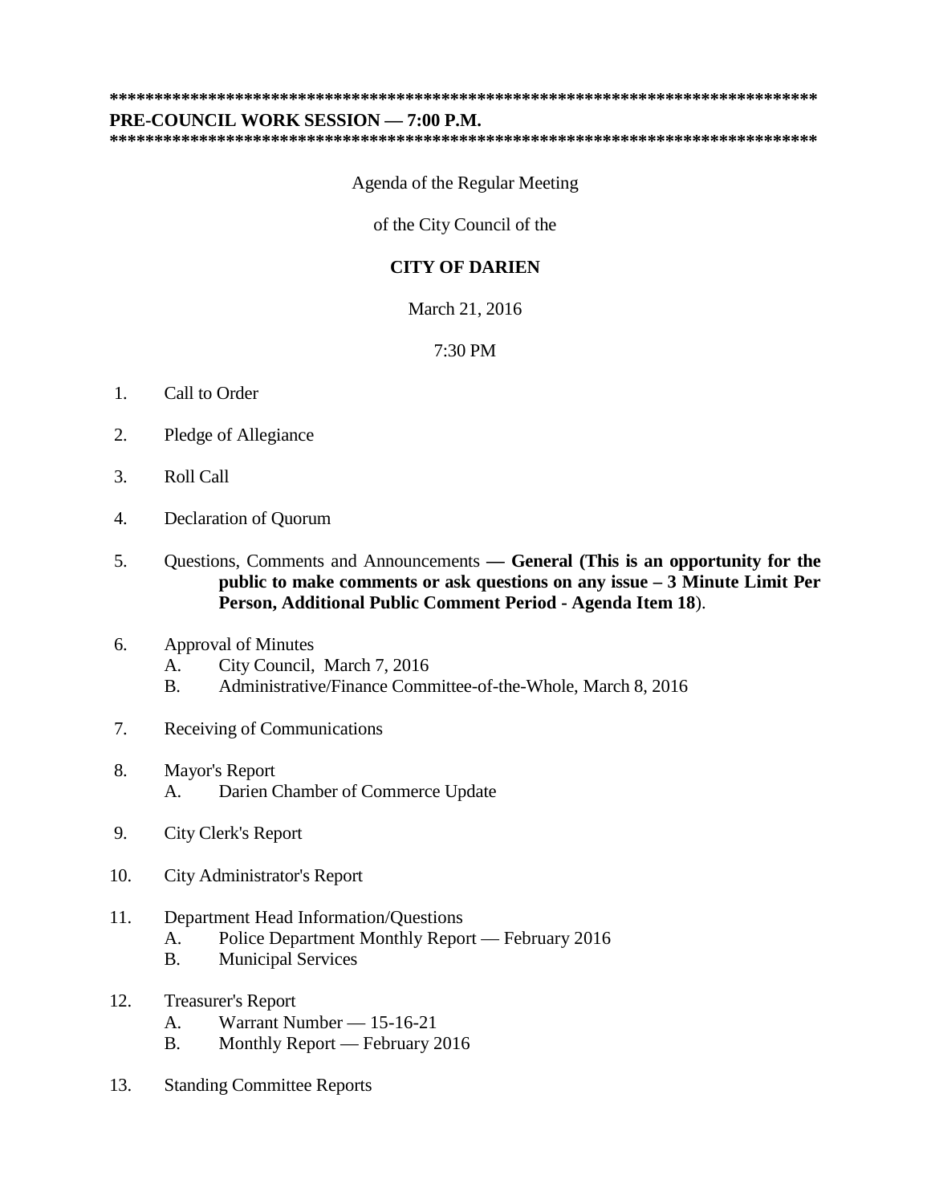**********************************************************************************

**PRE-COUNCIL WORK SESSION — 7:00 P.M.**

**********************************************************************************

Agenda of the Regular Meeting

of the City Council of the

**CITY OF DARIEN**

March 21, 2016

7:30 PM

1. Call to Order

2. Pledge of Allegiance

3. Roll Call

4. Declaration of Quorum

5. Questions, Comments and Announcements **— General (This is an opportunity for the public to make comments or ask questions on any issue – 3 Minute Limit Per Person, Additional Public Comment Period - Agenda Item 18**).

6. Approval of Minutes
   - A. City Council, March 7, 2016
   - B. Administrative/Finance Committee-of-the-Whole, March 8, 2016

7. Receiving of Communications

8. Mayor's Report
   - A. Darien Chamber of Commerce Update

9. City Clerk's Report

10. City Administrator's Report

11. Department Head Information/Questions
    - A. Police Department Monthly Report — February 2016
    - B. Municipal Services

12. Treasurer's Report
    - A. Warrant Number — 15-16-21
    - B. Monthly Report — February 2016

13. Standing Committee Reports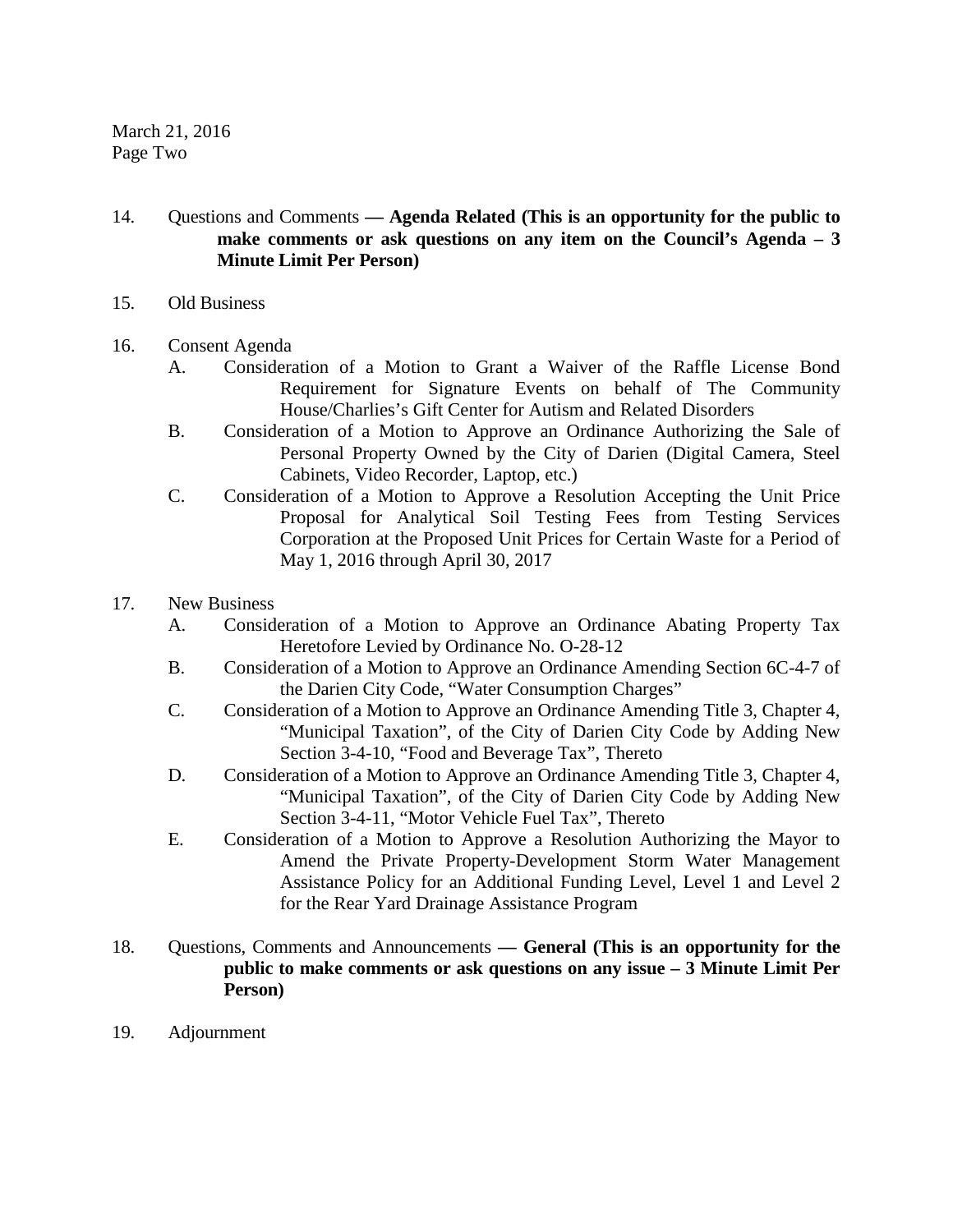March 21, 2016
Page Two

14. Questions and Comments **— Agenda Related (This is an opportunity for the public to make comments or ask questions on any item on the Council's Agenda – 3 Minute Limit Per Person)**

15. Old Business

16. Consent Agenda
    - A. Consideration of a Motion to Grant a Waiver of the Raffle License Bond Requirement for Signature Events on behalf of The Community House/Charlies's Gift Center for Autism and Related Disorders
    - B. Consideration of a Motion to Approve an Ordinance Authorizing the Sale of Personal Property Owned by the City of Darien (Digital Camera, Steel Cabinets, Video Recorder, Laptop, etc.)
    - C. Consideration of a Motion to Approve a Resolution Accepting the Unit Price Proposal for Analytical Soil Testing Fees from Testing Services Corporation at the Proposed Unit Prices for Certain Waste for a Period of May 1, 2016 through April 30, 2017

17. New Business
    - A. Consideration of a Motion to Approve an Ordinance Abating Property Tax Heretofore Levied by Ordinance No. O-28-12
    - B. Consideration of a Motion to Approve an Ordinance Amending Section 6C-4-7 of the Darien City Code, "Water Consumption Charges"
    - C. Consideration of a Motion to Approve an Ordinance Amending Title 3, Chapter 4, "Municipal Taxation", of the City of Darien City Code by Adding New Section 3-4-10, "Food and Beverage Tax", Thereto
    - D. Consideration of a Motion to Approve an Ordinance Amending Title 3, Chapter 4, "Municipal Taxation", of the City of Darien City Code by Adding New Section 3-4-11, "Motor Vehicle Fuel Tax", Thereto
    - E. Consideration of a Motion to Approve a Resolution Authorizing the Mayor to Amend the Private Property-Development Storm Water Management Assistance Policy for an Additional Funding Level, Level 1 and Level 2 for the Rear Yard Drainage Assistance Program

18. Questions, Comments and Announcements **— General (This is an opportunity for the public to make comments or ask questions on any issue – 3 Minute Limit Per Person)**

19. Adjournment